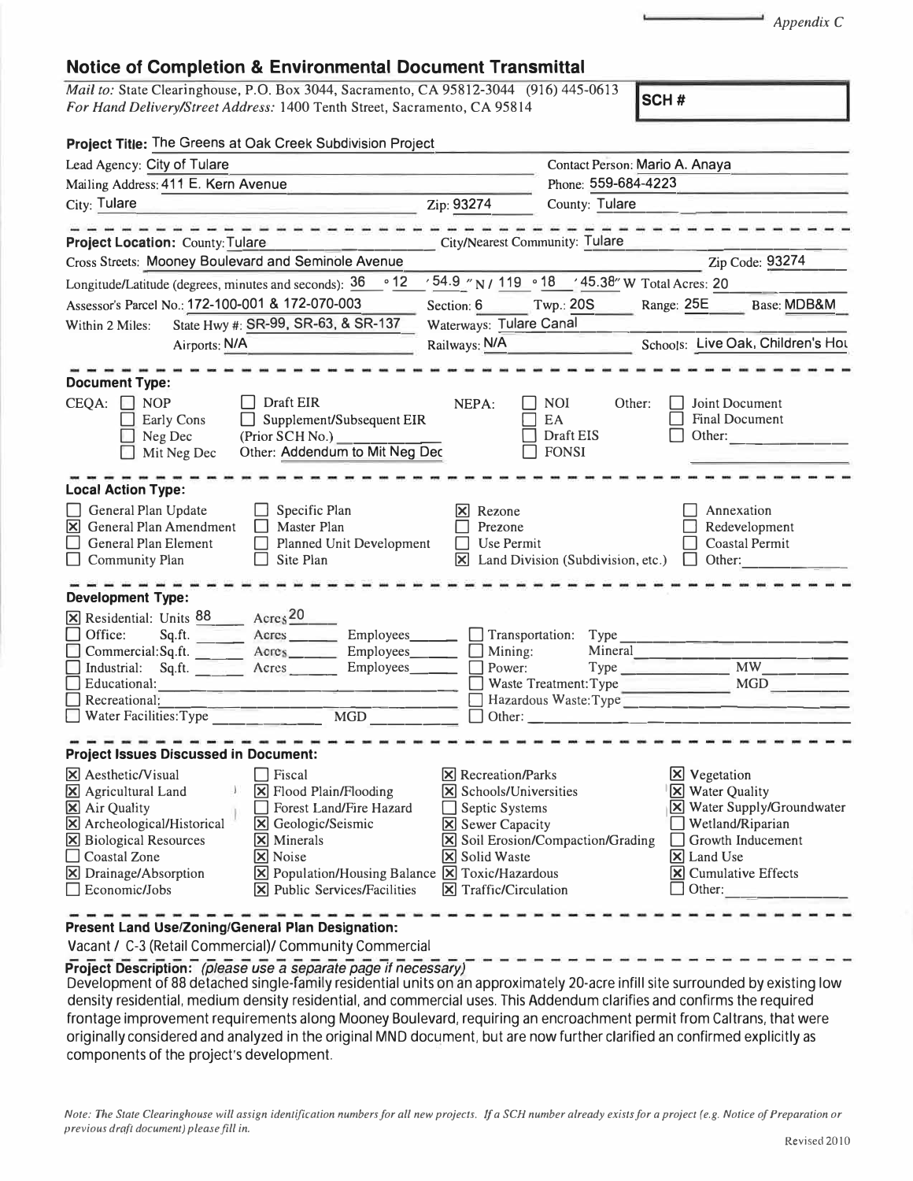Appendix C

# Notice of Completion & Environmental Document Transmittal

*Mail to:* State Clearinghouse, P.O. Box 3044, Sacramento, CA 95812-3044 (916) 445-0613
*For Hand Delivery/Street Address:* 1400 Tenth Street, Sacramento, CA 95814

**SCH #**

**Project Title:** The Greens at Oak Creek Subdivision Project

Lead Agency: City of Tulare
Contact Person: Mario A. Anaya
Mailing Address: 411 E. Kern Avenue
Phone: 559-684-4223
City: Tulare
Zip: 93274
County: Tulare

---

**Project Location:** County: Tulare
City/Nearest Community: Tulare
Cross Streets: Mooney Boulevard and Seminole Avenue
Zip Code: 93274
Longitude/Latitude (degrees, minutes and seconds): 36 ° 12 ′ 54.9 ″ N / 119 ° 18 ′ 45.38″ W Total Acres: 20
Assessor's Parcel No.: 172-100-001 & 172-070-003
Section: 6 Twp.: 20S Range: 25E Base: MDB&M
Within 2 Miles: State Hwy #: SR-99, SR-63, & SR-137
Waterways: Tulare Canal
Airports: N/A
Railways: N/A
Schools: Live Oak, Children's Hou

---

**Document Type:**

CEQA:
- [ ] NOP
- [ ] Early Cons
- [ ] Neg Dec
- [ ] Mit Neg Dec
- [ ] Draft EIR
- [ ] Supplement/Subsequent EIR (Prior SCH No.) ________
- Other: Addendum to Mit Neg Dec

NEPA:
- [ ] NOI
- [ ] EA
- [ ] Draft EIS
- [ ] FONSI

Other:
- [ ] Joint Document
- [ ] Final Document
- [ ] Other: ________

---

**Local Action Type:**

- [ ] General Plan Update
- [x] General Plan Amendment
- [ ] General Plan Element
- [ ] Community Plan
- [ ] Specific Plan
- [ ] Master Plan
- [ ] Planned Unit Development
- [ ] Site Plan
- [x] Rezone
- [ ] Prezone
- [ ] Use Permit
- [x] Land Division (Subdivision, etc.)
- [ ] Annexation
- [ ] Redevelopment
- [ ] Coastal Permit
- [ ] Other: ________

---

**Development Type:**

- [x] Residential: Units 88 Acres 20
- [ ] Office: Sq.ft. ____ Acres ____ Employees ____
- [ ] Commercial: Sq.ft. ____ Acres ____ Employees ____
- [ ] Industrial: Sq.ft. ____ Acres ____ Employees ____
- [ ] Educational: ________
- [ ] Recreational: ________
- [ ] Water Facilities: Type ____ MGD ____
- [ ] Transportation: Type ________
- [ ] Mining: Mineral ________
- [ ] Power: Type ____ MW ____
- [ ] Waste Treatment: Type ____ MGD ____
- [ ] Hazardous Waste: Type ________
- [ ] Other: ________

---

**Project Issues Discussed in Document:**

- [x] Aesthetic/Visual
- [x] Agricultural Land
- [x] Air Quality
- [x] Archeological/Historical
- [x] Biological Resources
- [ ] Coastal Zone
- [x] Drainage/Absorption
- [ ] Economic/Jobs
- [ ] Fiscal
- [x] Flood Plain/Flooding
- [ ] Forest Land/Fire Hazard
- [x] Geologic/Seismic
- [x] Minerals
- [x] Noise
- [x] Population/Housing Balance
- [x] Public Services/Facilities
- [x] Recreation/Parks
- [x] Schools/Universities
- [ ] Septic Systems
- [x] Sewer Capacity
- [x] Soil Erosion/Compaction/Grading
- [x] Solid Waste
- [x] Toxic/Hazardous
- [x] Traffic/Circulation
- [x] Vegetation
- [x] Water Quality
- [x] Water Supply/Groundwater
- [ ] Wetland/Riparian
- [ ] Growth Inducement
- [x] Land Use
- [x] Cumulative Effects
- [ ] Other: ________

---

**Present Land Use/Zoning/General Plan Designation:**

Vacant / C-3 (Retail Commercial)/ Community Commercial

---

**Project Description:** *(please use a separate page if necessary)*

Development of 88 detached single-family residential units on an approximately 20-acre infill site surrounded by existing low density residential, medium density residential, and commercial uses. This Addendum clarifies and confirms the required frontage improvement requirements along Mooney Boulevard, requiring an encroachment permit from Caltrans, that were originally considered and analyzed in the original MND document, but are now further clarified an confirmed explicitly as components of the project's development.

*Note: The State Clearinghouse will assign identification numbers for all new projects. If a SCH number already exists for a project (e.g. Notice of Preparation or previous draft document) please fill in.*

Revised 2010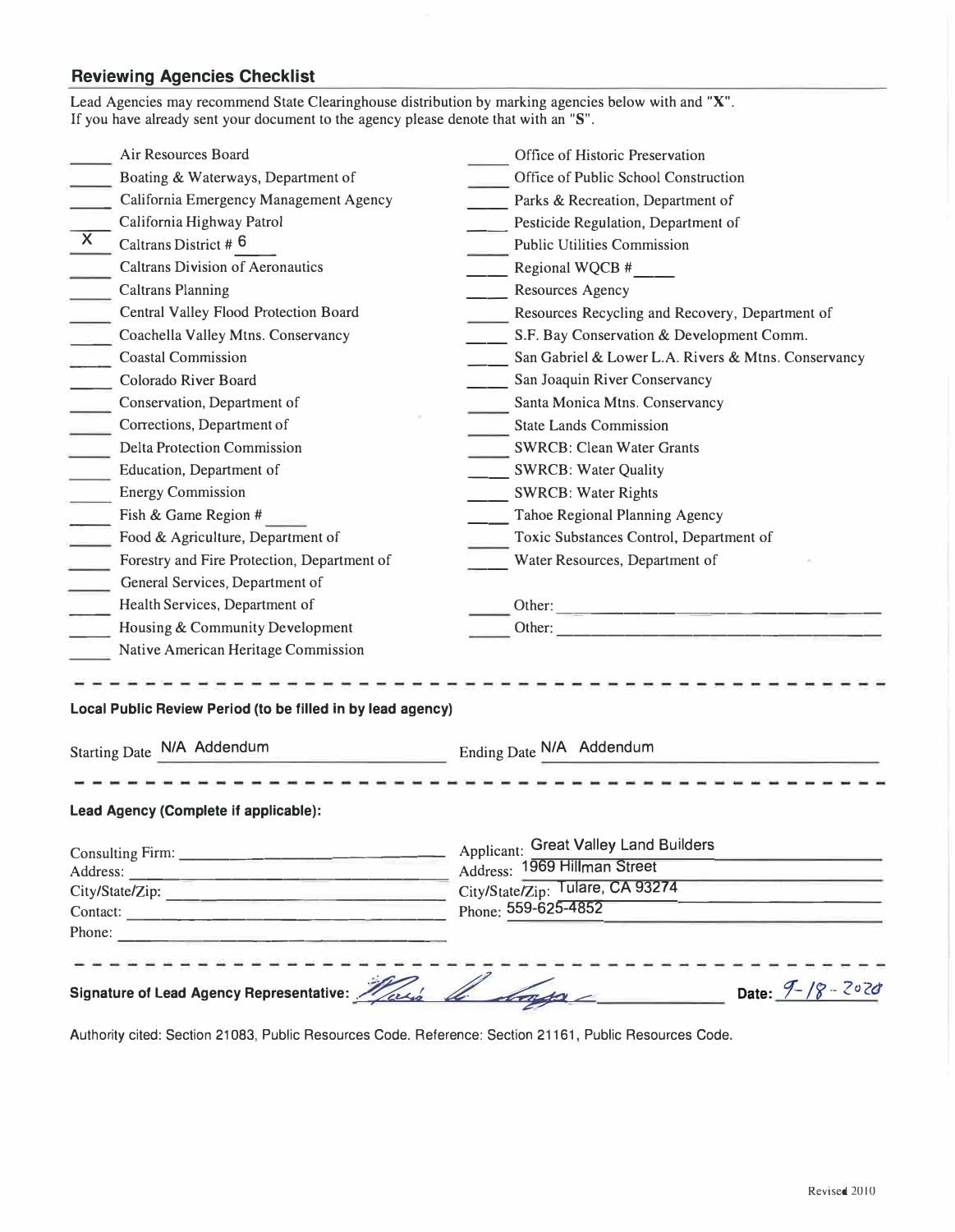## Reviewing Agencies Checklist

Lead Agencies may recommend State Clearinghouse distribution by marking agencies below with and "**X**".
If you have already sent your document to the agency please denote that with an "**S**".

| | | | |
|---|---|---|---|
| ____ | Air Resources Board | ____ | Office of Historic Preservation |
| ____ | Boating & Waterways, Department of | ____ | Office of Public School Construction |
| ____ | California Emergency Management Agency | ____ | Parks & Recreation, Department of |
| ____ | California Highway Patrol | ____ | Pesticide Regulation, Department of |
| X | Caltrans District # 6 | ____ | Public Utilities Commission |
| ____ | Caltrans Division of Aeronautics | ____ | Regional WQCB # ____ |
| ____ | Caltrans Planning | ____ | Resources Agency |
| ____ | Central Valley Flood Protection Board | ____ | Resources Recycling and Recovery, Department of |
| ____ | Coachella Valley Mtns. Conservancy | ____ | S.F. Bay Conservation & Development Comm. |
| ____ | Coastal Commission | ____ | San Gabriel & Lower L.A. Rivers & Mtns. Conservancy |
| ____ | Colorado River Board | ____ | San Joaquin River Conservancy |
| ____ | Conservation, Department of | ____ | Santa Monica Mtns. Conservancy |
| ____ | Corrections, Department of | ____ | State Lands Commission |
| ____ | Delta Protection Commission | ____ | SWRCB: Clean Water Grants |
| ____ | Education, Department of | ____ | SWRCB: Water Quality |
| ____ | Energy Commission | ____ | SWRCB: Water Rights |
| ____ | Fish & Game Region # ____ | ____ | Tahoe Regional Planning Agency |
| ____ | Food & Agriculture, Department of | ____ | Toxic Substances Control, Department of |
| ____ | Forestry and Fire Protection, Department of | ____ | Water Resources, Department of |
| ____ | General Services, Department of | | |
| ____ | Health Services, Department of | ____ | Other: ____ |
| ____ | Housing & Community Development | ____ | Other: ____ |
| ____ | Native American Heritage Commission | | |

---

**Local Public Review Period (to be filled in by lead agency)**

Starting Date N/A Addendum

Ending Date N/A Addendum

---

**Lead Agency (Complete if applicable):**

Consulting Firm: ____
Address: ____
City/State/Zip: ____
Contact: ____
Phone: ____

Applicant: Great Valley Land Builders
Address: 1969 Hillman Street
City/State/Zip: Tulare, CA 93274
Phone: 559-625-4852

---

**Signature of Lead Agency Representative:** [signature] **Date:** 9-18-2020

Authority cited: Section 21083, Public Resources Code. Reference: Section 21161, Public Resources Code.

Revised 2010